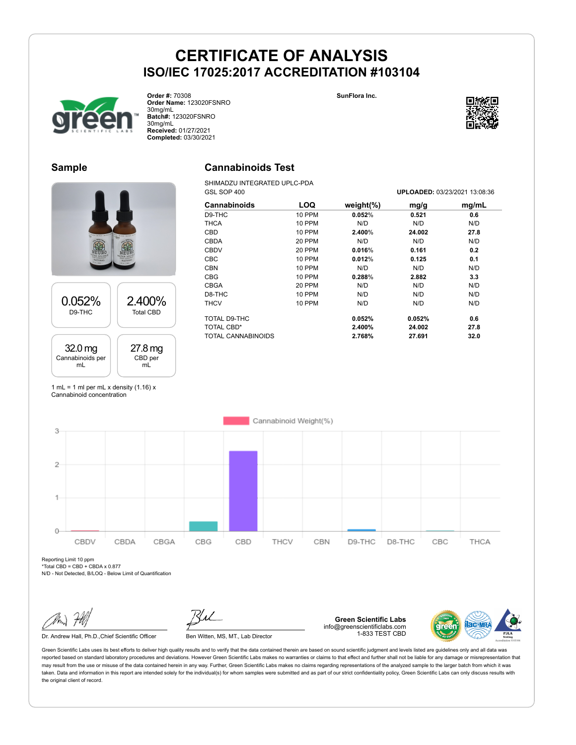# CERTIFICATE OF ANALYSIS

## ISO/IEC 17025:2017 ACCREDITATION #103104

**Order #:** 70308
**Order Name:** 123020FSNRO 30mg/mL
**Batch#:** 123020FSNRO 30mg/mL
**Received:** 01/27/2021
**Completed:** 03/30/2021

**SunFlora Inc.**

## Sample

| 0.052% | 2.400% |
|---|---|
| D9-THC | Total CBD |

| 32.0 mg | 27.8 mg |
|---|---|
| Cannabinoids per mL | CBD per mL |

1 mL = 1 ml per mL x density (1.16) x Cannabinoid concentration

## Cannabinoids Test

SHIMADZU INTEGRATED UPLC-PDA
GSL SOP 400

**UPLOADED:** 03/23/2021 13:08:36

| Cannabinoids | LOQ | weight(%) | mg/g | mg/mL |
|---|---|---|---|---|
| D9-THC | 10 PPM | **0.052%** | **0.521** | **0.6** |
| THCA | 10 PPM | N/D | N/D | N/D |
| CBD | 10 PPM | **2.400%** | **24.002** | **27.8** |
| CBDA | 20 PPM | N/D | N/D | N/D |
| CBDV | 20 PPM | **0.016%** | **0.161** | **0.2** |
| CBC | 10 PPM | **0.012%** | **0.125** | **0.1** |
| CBN | 10 PPM | N/D | N/D | N/D |
| CBG | 10 PPM | **0.288%** | **2.882** | **3.3** |
| CBGA | 20 PPM | N/D | N/D | N/D |
| D8-THC | 10 PPM | N/D | N/D | N/D |
| THCV | 10 PPM | N/D | N/D | N/D |
| TOTAL D9-THC | | **0.052%** | **0.052%** | **0.6** |
| TOTAL CBD* | | **2.400%** | **24.002** | **27.8** |
| TOTAL CANNABINOIDS | | **2.768%** | **27.691** | **32.0** |

Cannabinoid Weight(%)

| CBDV | CBDA | CBGA | CBG | CBD | THCV | CBN | D9-THC | D8-THC | CBC | THCA |
|---|---|---|---|---|---|---|---|---|---|---|

Reporting Limit 10 ppm
*Total CBD = CBD + CBDA x 0.877
N/D - Not Detected, B/LOQ - Below Limit of Quantification

Dr. Andrew Hall, Ph.D.,Chief Scientific Officer

Ben Witten, MS, MT., Lab Director

**Green Scientific Labs**
info@greenscientificlabs.com
1-833 TEST CBD

Green Scientific Labs uses its best efforts to deliver high quality results and to verify that the data contained therein are based on sound scientific judgment and levels listed are guidelines only and all data was reported based on standard laboratory procedures and deviations. However Green Scientific Labs makes no warranties or claims to that effect and further shall not be liable for any damage or misrepresentation that may result from the use or misuse of the data contained herein in any way. Further, Green Scientific Labs makes no claims regarding representations of the analyzed sample to the larger batch from which it was taken. Data and information in this report are intended solely for the individual(s) for whom samples were submitted and as part of our strict confidentiality policy, Green Scientific Labs can only discuss results with the original client of record.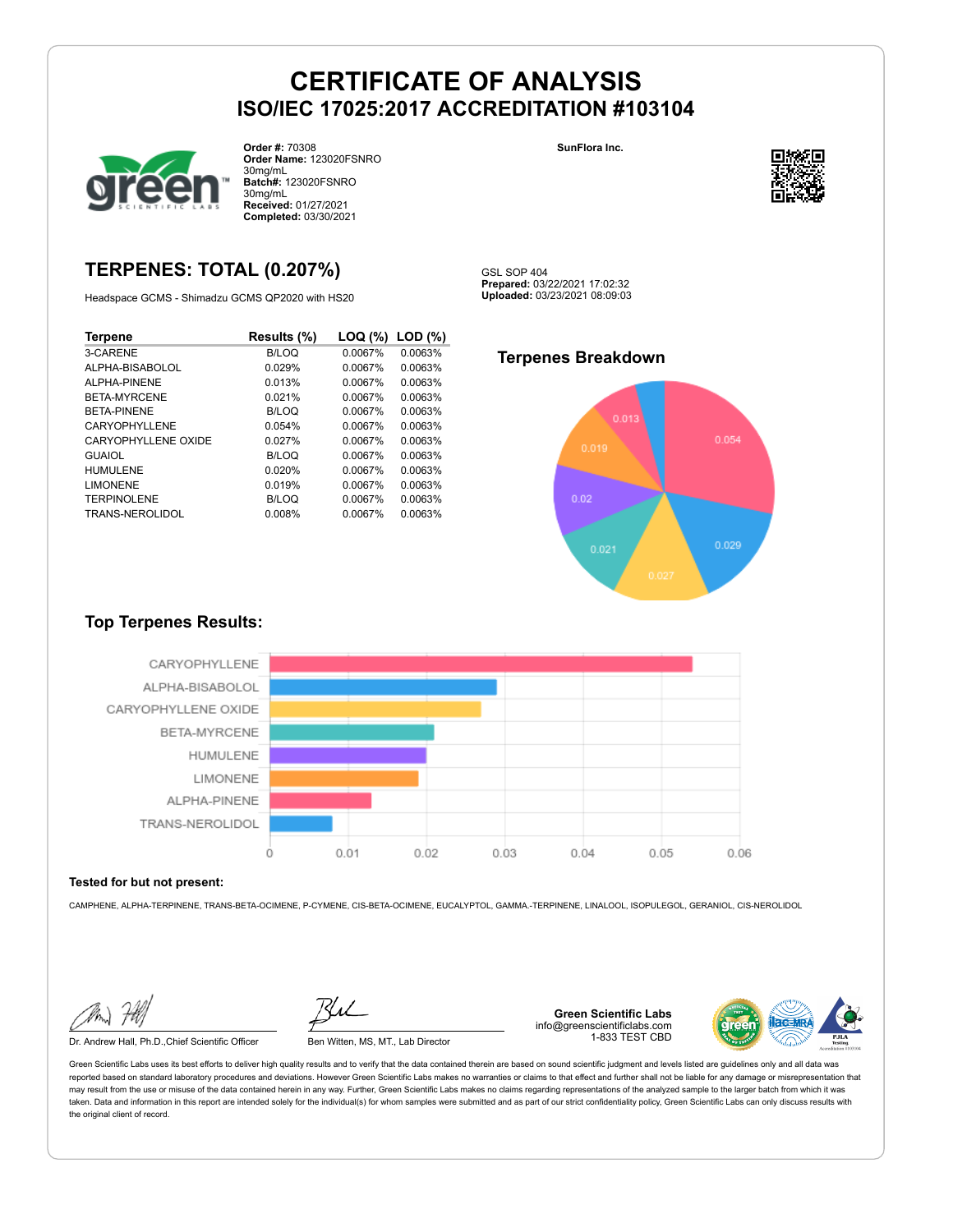# CERTIFICATE OF ANALYSIS

## ISO/IEC 17025:2017 ACCREDITATION #103104

**Order #:** 70308
**Order Name:** 123020FSNRO 30mg/mL
**Batch#:** 123020FSNRO 30mg/mL
**Received:** 01/27/2021
**Completed:** 03/30/2021

**SunFlora Inc.**

## TERPENES: TOTAL (0.207%)

Headspace GCMS - Shimadzu GCMS QP2020 with HS20

GSL SOP 404
**Prepared:** 03/22/2021 17:02:32
**Uploaded:** 03/23/2021 08:09:03

| Terpene | Results (%) | LOQ (%) | LOD (%) |
|---|---|---|---|
| 3-CARENE | B/LOQ | 0.0067% | 0.0063% |
| ALPHA-BISABOLOL | 0.029% | 0.0067% | 0.0063% |
| ALPHA-PINENE | 0.013% | 0.0067% | 0.0063% |
| BETA-MYRCENE | 0.021% | 0.0067% | 0.0063% |
| BETA-PINENE | B/LOQ | 0.0067% | 0.0063% |
| CARYOPHYLLENE | 0.054% | 0.0067% | 0.0063% |
| CARYOPHYLLENE OXIDE | 0.027% | 0.0067% | 0.0063% |
| GUAIOL | B/LOQ | 0.0067% | 0.0063% |
| HUMULENE | 0.020% | 0.0067% | 0.0063% |
| LIMONENE | 0.019% | 0.0067% | 0.0063% |
| TERPINOLENE | B/LOQ | 0.0067% | 0.0063% |
| TRANS-NEROLIDOL | 0.008% | 0.0067% | 0.0063% |

### Terpenes Breakdown

### Top Terpenes Results:

**Tested for but not present:**

CAMPHENE, ALPHA-TERPINENE, TRANS-BETA-OCIMENE, P-CYMENE, CIS-BETA-OCIMENE, EUCALYPTOL, GAMMA.-TERPINENE, LINALOOL, ISOPULEGOL, GERANIOL, CIS-NEROLIDOL

Dr. Andrew Hall, Ph.D.,Chief Scientific Officer

Ben Witten, MS, MT., Lab Director

**Green Scientific Labs**
info@greenscientificlabs.com
1-833 TEST CBD

Green Scientific Labs uses its best efforts to deliver high quality results and to verify that the data contained therein are based on sound scientific judgment and levels listed are guidelines only and all data was reported based on standard laboratory procedures and deviations. However Green Scientific Labs makes no warranties or claims to that effect and further shall not be liable for any damage or misrepresentation that may result from the use or misuse of the data contained herein in any way. Further, Green Scientific Labs makes no claims regarding representations of to the analyzed sample to the larger batch from which it was taken. Data and information in this report are intended solely for the individual(s) for whom samples were submitted and as part of our strict confidentiality policy, Green Scientific Labs can only discuss results with the original client of record.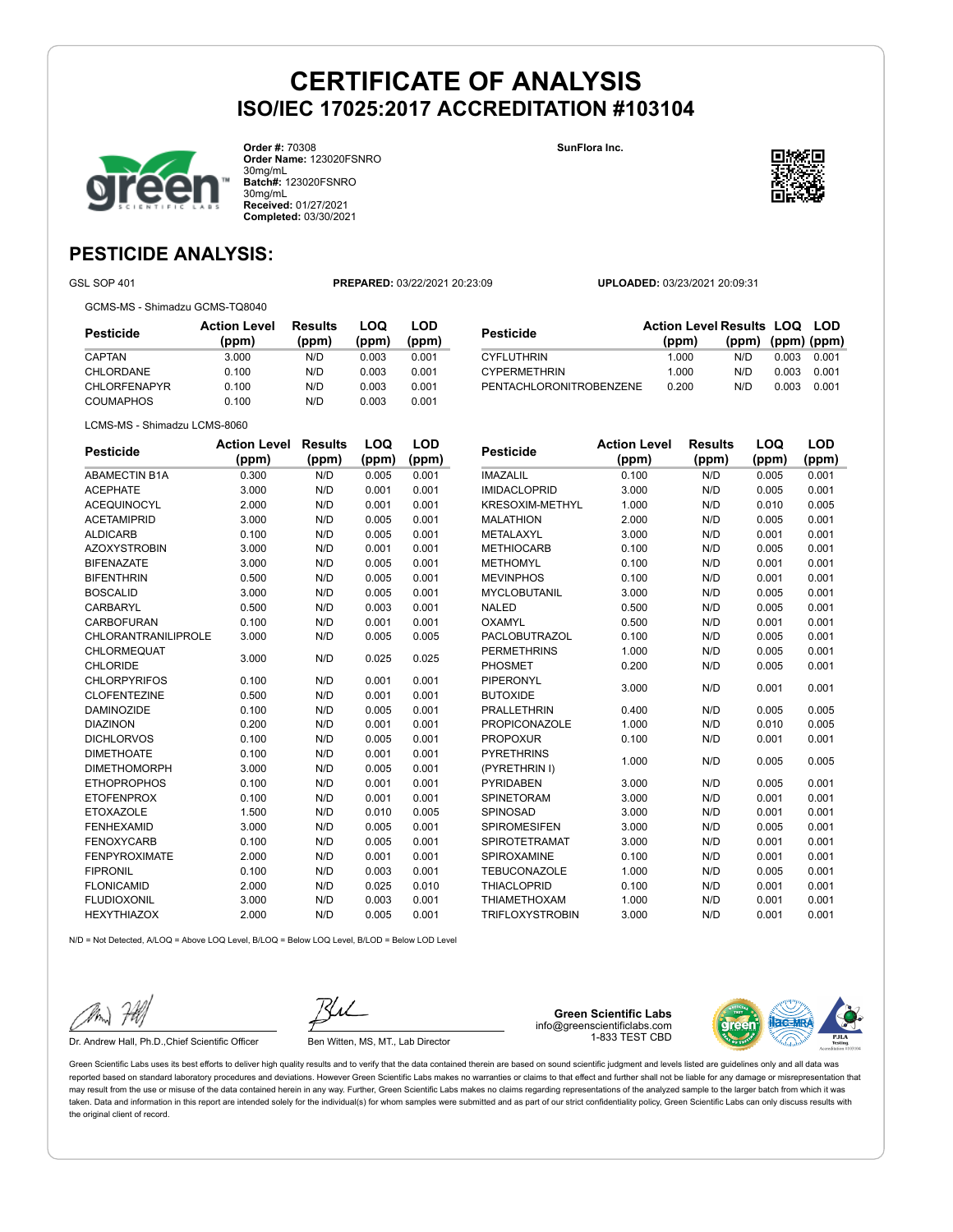# CERTIFICATE OF ANALYSIS
## ISO/IEC 17025:2017 ACCREDITATION #103104

**Order #:** 70308
**Order Name:** 123020FSNRO 30mg/mL
**Batch#:** 123020FSNRO 30mg/mL
**Received:** 01/27/2021
**Completed:** 03/30/2021

**SunFlora Inc.**

## PESTICIDE ANALYSIS:

GSL SOP 401 **PREPARED:** 03/22/2021 20:23:09 **UPLOADED:** 03/23/2021 20:09:31

GCMS-MS - Shimadzu GCMS-TQ8040

| Pesticide | Action Level (ppm) | Results (ppm) | LOQ (ppm) | LOD (ppm) |
|---|---|---|---|---|
| CAPTAN | 3.000 | N/D | 0.003 | 0.001 |
| CHLORDANE | 0.100 | N/D | 0.003 | 0.001 |
| CHLORFENAPYR | 0.100 | N/D | 0.003 | 0.001 |
| COUMAPHOS | 0.100 | N/D | 0.003 | 0.001 |
| CYFLUTHRIN | 1.000 | N/D | 0.003 | 0.001 |
| CYPERMETHRIN | 1.000 | N/D | 0.003 | 0.001 |
| PENTACHLORONITROBENZENE | 0.200 | N/D | 0.003 | 0.001 |

LCMS-MS - Shimadzu LCMS-8060

| Pesticide | Action Level (ppm) | Results (ppm) | LOQ (ppm) | LOD (ppm) |
|---|---|---|---|---|
| ABAMECTIN B1A | 0.300 | N/D | 0.005 | 0.001 |
| ACEPHATE | 3.000 | N/D | 0.001 | 0.001 |
| ACEQUINOCYL | 2.000 | N/D | 0.001 | 0.001 |
| ACETAMIPRID | 3.000 | N/D | 0.005 | 0.001 |
| ALDICARB | 0.100 | N/D | 0.005 | 0.001 |
| AZOXYSTROBIN | 3.000 | N/D | 0.001 | 0.001 |
| BIFENAZATE | 3.000 | N/D | 0.005 | 0.001 |
| BIFENTHRIN | 0.500 | N/D | 0.005 | 0.001 |
| BOSCALID | 3.000 | N/D | 0.005 | 0.001 |
| CARBARYL | 0.500 | N/D | 0.003 | 0.001 |
| CARBOFURAN | 0.100 | N/D | 0.001 | 0.001 |
| CHLORANTRANILIPROLE | 3.000 | N/D | 0.005 | 0.005 |
| CHLORMEQUAT CHLORIDE | 3.000 | N/D | 0.025 | 0.025 |
| CHLORPYRIFOS | 0.100 | N/D | 0.001 | 0.001 |
| CLOFENTEZINE | 0.500 | N/D | 0.001 | 0.001 |
| DAMINOZIDE | 0.100 | N/D | 0.005 | 0.001 |
| DIAZINON | 0.200 | N/D | 0.001 | 0.001 |
| DICHLORVOS | 0.100 | N/D | 0.005 | 0.001 |
| DIMETHOATE | 0.100 | N/D | 0.001 | 0.001 |
| DIMETHOMORPH | 3.000 | N/D | 0.005 | 0.001 |
| ETHOPROPHOS | 0.100 | N/D | 0.001 | 0.001 |
| ETOFENPROX | 0.100 | N/D | 0.001 | 0.001 |
| ETOXAZOLE | 1.500 | N/D | 0.010 | 0.005 |
| FENHEXAMID | 3.000 | N/D | 0.005 | 0.001 |
| FENOXYCARB | 0.100 | N/D | 0.005 | 0.001 |
| FENPYROXIMATE | 2.000 | N/D | 0.001 | 0.001 |
| FIPRONIL | 0.100 | N/D | 0.003 | 0.001 |
| FLONICAMID | 2.000 | N/D | 0.025 | 0.010 |
| FLUDIOXONIL | 3.000 | N/D | 0.003 | 0.001 |
| HEXYTHIAZOX | 2.000 | N/D | 0.005 | 0.001 |
| IMAZALIL | 0.100 | N/D | 0.005 | 0.001 |
| IMIDACLOPRID | 3.000 | N/D | 0.005 | 0.001 |
| KRESOXIM-METHYL | 1.000 | N/D | 0.010 | 0.005 |
| MALATHION | 2.000 | N/D | 0.005 | 0.001 |
| METALAXYL | 3.000 | N/D | 0.001 | 0.001 |
| METHIOCARB | 0.100 | N/D | 0.005 | 0.001 |
| METHOMYL | 0.100 | N/D | 0.001 | 0.001 |
| MEVINPHOS | 0.100 | N/D | 0.001 | 0.001 |
| MYCLOBUTANIL | 3.000 | N/D | 0.005 | 0.001 |
| NALED | 0.500 | N/D | 0.005 | 0.001 |
| OXAMYL | 0.500 | N/D | 0.001 | 0.001 |
| PACLOBUTRAZOL | 0.100 | N/D | 0.005 | 0.001 |
| PERMETHRINS | 1.000 | N/D | 0.005 | 0.001 |
| PHOSMET | 0.200 | N/D | 0.005 | 0.001 |
| PIPERONYL BUTOXIDE | 3.000 | N/D | 0.001 | 0.001 |
| PRALLETHRIN | 0.400 | N/D | 0.005 | 0.005 |
| PROPICONAZOLE | 1.000 | N/D | 0.010 | 0.005 |
| PROPOXUR | 0.100 | N/D | 0.001 | 0.001 |
| PYRETHRINS (PYRETHRIN I) | 1.000 | N/D | 0.005 | 0.005 |
| PYRIDABEN | 3.000 | N/D | 0.005 | 0.001 |
| SPINETORAM | 3.000 | N/D | 0.001 | 0.001 |
| SPINOSAD | 3.000 | N/D | 0.001 | 0.001 |
| SPIROMESIFEN | 3.000 | N/D | 0.005 | 0.001 |
| SPIROTETRAMAT | 3.000 | N/D | 0.001 | 0.001 |
| SPIROXAMINE | 0.100 | N/D | 0.001 | 0.001 |
| TEBUCONAZOLE | 1.000 | N/D | 0.005 | 0.001 |
| THIACLOPRID | 0.100 | N/D | 0.001 | 0.001 |
| THIAMETHOXAM | 1.000 | N/D | 0.001 | 0.001 |
| TRIFLOXYSTROBIN | 3.000 | N/D | 0.001 | 0.001 |

N/D = Not Detected, A/LOQ = Above LOQ Level, B/LOQ = Below LOQ Level, B/LOD = Below LOD Level

Dr. Andrew Hall, Ph.D.,Chief Scientific Officer

Ben Witten, MS, MT., Lab Director

**Green Scientific Labs**
info@greenscientificlabs.com
1-833 TEST CBD

Green Scientific Labs uses its best efforts to deliver high quality results and to verify that the data contained therein are based on sound scientific judgment and levels listed are guidelines only and all data was reported based on standard laboratory procedures and deviations. However Green Scientific Labs makes no warranties or claims to that effect and further shall not be liable for any damage or misrepresentation that may result from the use or misuse of the data contained herein in any way. Further, Green Scientific Labs makes no claims regarding representations of the analyzed sample to the larger batch from which it was taken. Data and information in this report are intended solely for the individual(s) for whom samples were submitted and as part of our strict confidentiality policy, Green Scientific Labs can only discuss results with the original client of record.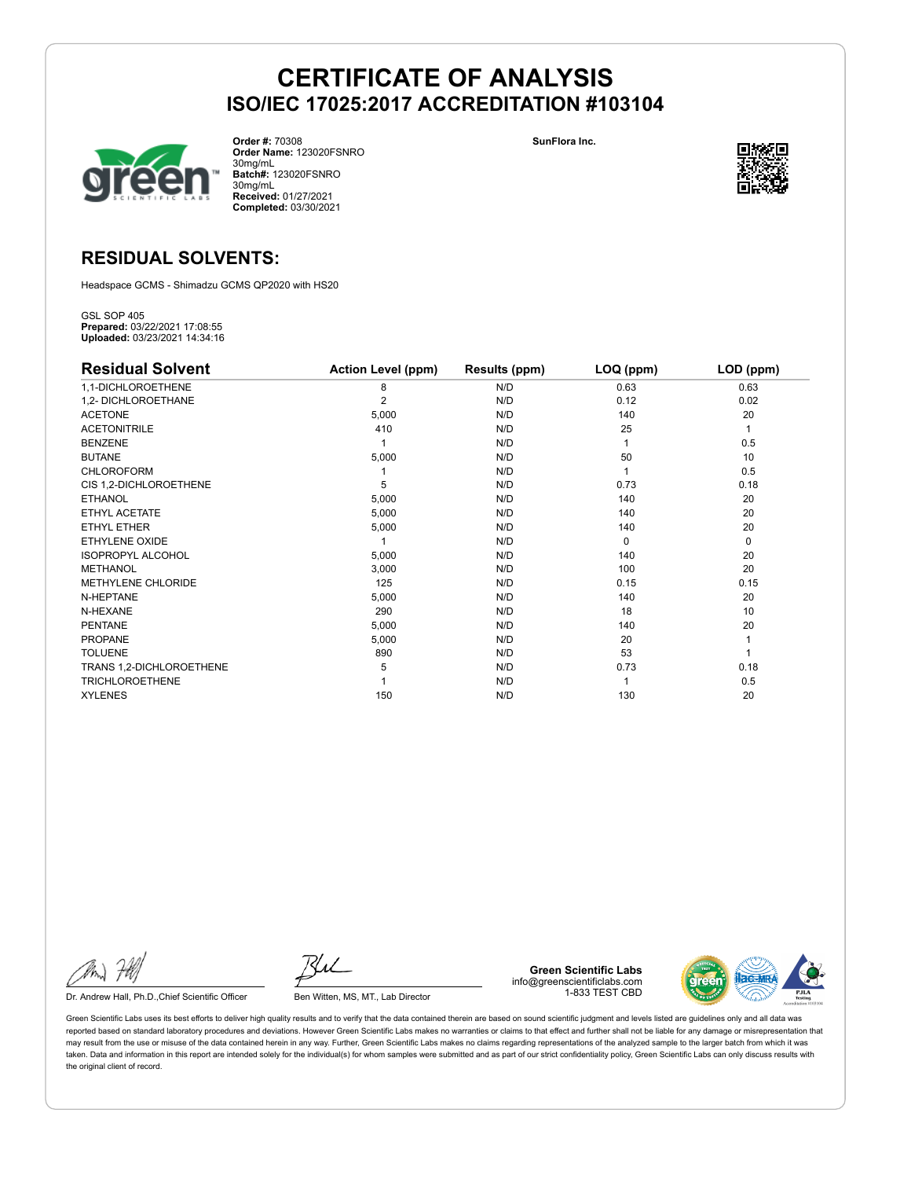# CERTIFICATE OF ANALYSIS
## ISO/IEC 17025:2017 ACCREDITATION #103104

**Order #:** 70308
**Order Name:** 123020FSNRO 30mg/mL
**Batch#:** 123020FSNRO 30mg/mL
**Received:** 01/27/2021
**Completed:** 03/30/2021

SunFlora Inc.

## RESIDUAL SOLVENTS:

Headspace GCMS - Shimadzu GCMS QP2020 with HS20

GSL SOP 405
**Prepared:** 03/22/2021 17:08:55
**Uploaded:** 03/23/2021 14:34:16

| Residual Solvent | Action Level (ppm) | Results (ppm) | LOQ (ppm) | LOD (ppm) |
|---|---|---|---|---|
| 1,1-DICHLOROETHENE | 8 | N/D | 0.63 | 0.63 |
| 1,2- DICHLOROETHANE | 2 | N/D | 0.12 | 0.02 |
| ACETONE | 5,000 | N/D | 140 | 20 |
| ACETONITRILE | 410 | N/D | 25 | 1 |
| BENZENE | 1 | N/D | 1 | 0.5 |
| BUTANE | 5,000 | N/D | 50 | 10 |
| CHLOROFORM | 1 | N/D | 1 | 0.5 |
| CIS 1,2-DICHLOROETHENE | 5 | N/D | 0.73 | 0.18 |
| ETHANOL | 5,000 | N/D | 140 | 20 |
| ETHYL ACETATE | 5,000 | N/D | 140 | 20 |
| ETHYL ETHER | 5,000 | N/D | 140 | 20 |
| ETHYLENE OXIDE | 1 | N/D | 0 | 0 |
| ISOPROPYL ALCOHOL | 5,000 | N/D | 140 | 20 |
| METHANOL | 3,000 | N/D | 100 | 20 |
| METHYLENE CHLORIDE | 125 | N/D | 0.15 | 0.15 |
| N-HEPTANE | 5,000 | N/D | 140 | 20 |
| N-HEXANE | 290 | N/D | 18 | 10 |
| PENTANE | 5,000 | N/D | 140 | 20 |
| PROPANE | 5,000 | N/D | 20 | 1 |
| TOLUENE | 890 | N/D | 53 | 1 |
| TRANS 1,2-DICHLOROETHENE | 5 | N/D | 0.73 | 0.18 |
| TRICHLOROETHENE | 1 | N/D | 1 | 0.5 |
| XYLENES | 150 | N/D | 130 | 20 |

Dr. Andrew Hall, Ph.D.,Chief Scientific Officer

Ben Witten, MS, MT., Lab Director

**Green Scientific Labs**
info@greenscientificlabs.com
1-833 TEST CBD

Green Scientific Labs uses its best efforts to deliver high quality results and to verify that the data contained therein are based on sound scientific judgment and levels listed are guidelines only and all data was reported based on standard laboratory procedures and deviations. However Green Scientific Labs makes no warranties or claims to that effect and further shall not be liable for any damage or misrepresentation that may result from the use or misuse of the data contained herein in any way. Further, Green Scientific Labs makes no claims regarding representations of the analyzed sample to the larger batch from which it was taken. Data and information in this report are intended solely for the individual(s) for whom samples were submitted and as part of our strict confidentiality policy, Green Scientific Labs can only discuss results with the original client of record.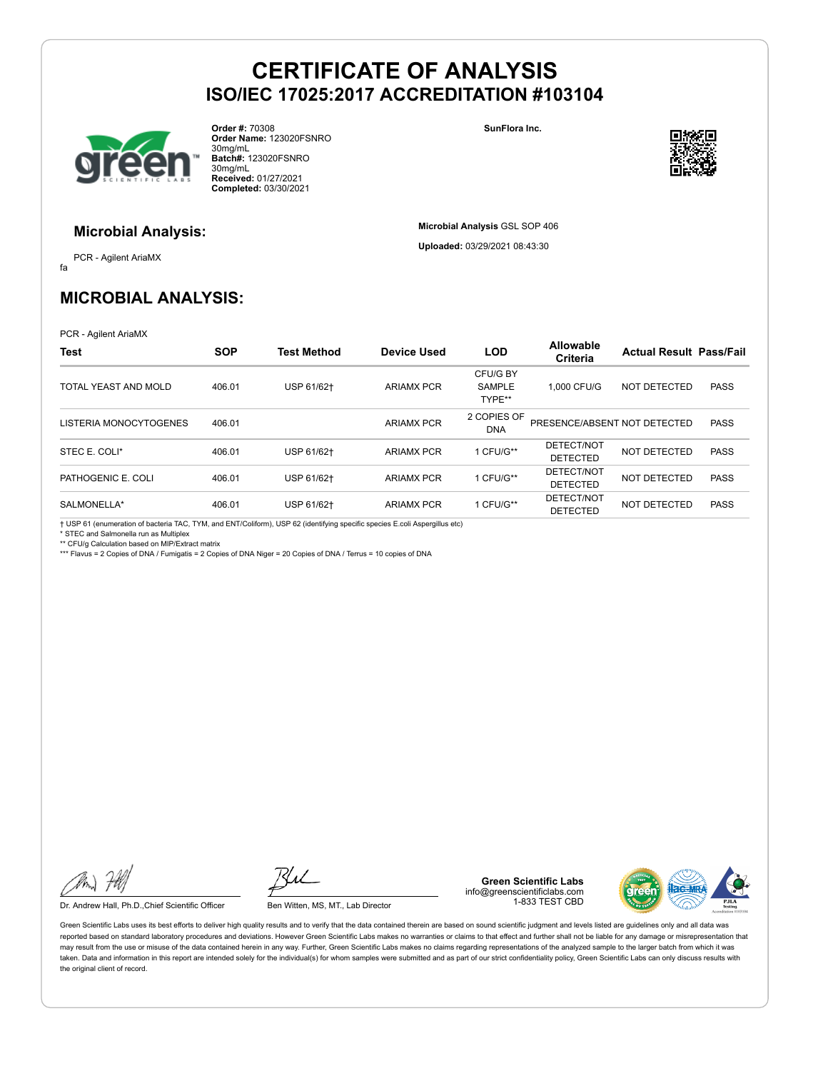# CERTIFICATE OF ANALYSIS
## ISO/IEC 17025:2017 ACCREDITATION #103104

**Order #:** 70308
**Order Name:** 123020FSNRO 30mg/mL
**Batch#:** 123020FSNRO 30mg/mL
**Received:** 01/27/2021
**Completed:** 03/30/2021

**SunFlora Inc.**

### Microbial Analysis:

PCR - Agilent AriaMX

fa

**Microbial Analysis** GSL SOP 406

**Uploaded:** 03/29/2021 08:43:30

## MICROBIAL ANALYSIS:

PCR - Agilent AriaMX

| Test | SOP | Test Method | Device Used | LOD | Allowable Criteria | Actual Result | Pass/Fail |
|---|---|---|---|---|---|---|---|
| TOTAL YEAST AND MOLD | 406.01 | USP 61/62† | ARIAMX PCR | CFU/G BY SAMPLE TYPE** | 1,000 CFU/G | NOT DETECTED | PASS |
| LISTERIA MONOCYTOGENES | 406.01 | | ARIAMX PCR | 2 COPIES OF DNA | PRESENCE/ABSENT | NOT DETECTED | PASS |
| STEC E. COLI* | 406.01 | USP 61/62† | ARIAMX PCR | 1 CFU/G** | DETECT/NOT DETECTED | NOT DETECTED | PASS |
| PATHOGENIC E. COLI | 406.01 | USP 61/62† | ARIAMX PCR | 1 CFU/G** | DETECT/NOT DETECTED | NOT DETECTED | PASS |
| SALMONELLA* | 406.01 | USP 61/62† | ARIAMX PCR | 1 CFU/G** | DETECT/NOT DETECTED | NOT DETECTED | PASS |

† USP 61 (enumeration of bacteria TAC, TYM, and ENT/Coliform), USP 62 (identifying specific species E.coli Aspergillus etc)
* STEC and Salmonella run as Multiplex
** CFU/g Calculation based on MIP/Extract matrix
*** Flavus = 2 Copies of DNA / Fumigatis = 2 Copies of DNA Niger = 20 Copies of DNA / Terrus = 10 copies of DNA

Dr. Andrew Hall, Ph.D.,Chief Scientific Officer

Ben Witten, MS, MT., Lab Director

**Green Scientific Labs**
info@greenscientificlabs.com
1-833 TEST CBD

Green Scientific Labs uses its best efforts to deliver high quality results and to verify that the data contained therein are based on sound scientific judgment and levels listed are guidelines only and all data was reported based on standard laboratory procedures and deviations. However Green Scientific Labs makes no warranties or claims to that effect and further shall not be liable for any damage or misrepresentation that may result from the use or misuse of the data contained herein in any way. Further, Green Scientific Labs makes no claims regarding representations of the analyzed sample to the larger batch from which it was taken. Data and information in this report are intended solely for the individual(s) for whom samples were submitted and as part of our strict confidentiality policy, Green Scientific Labs can only discuss results with the original client of record.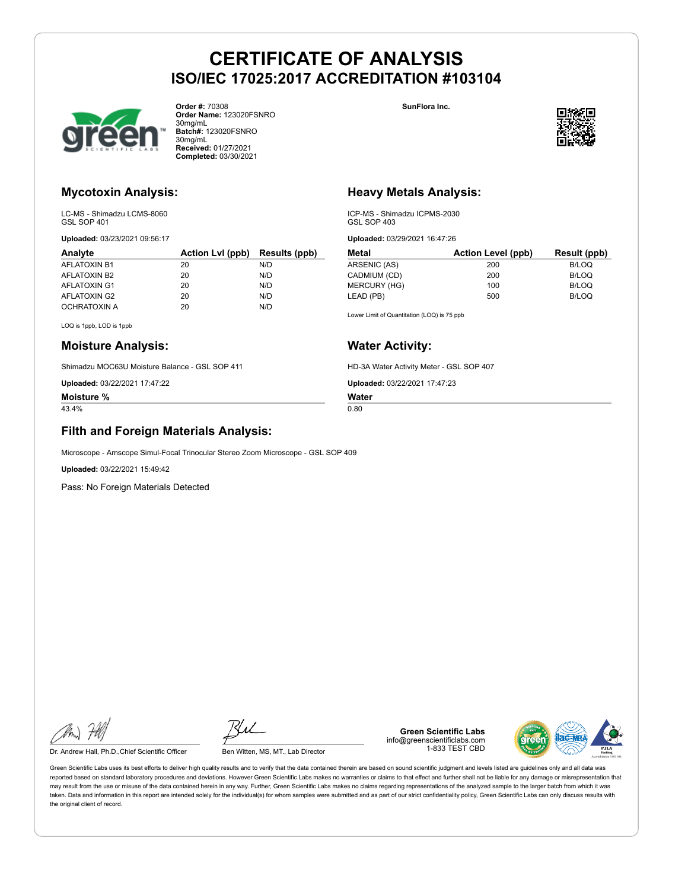# CERTIFICATE OF ANALYSIS
## ISO/IEC 17025:2017 ACCREDITATION #103104

**Order #:** 70308
**Order Name:** 123020FSNRO 30mg/mL
**Batch#:** 123020FSNRO 30mg/mL
**Received:** 01/27/2021
**Completed:** 03/30/2021

SunFlora Inc.

## Mycotoxin Analysis:

LC-MS - Shimadzu LCMS-8060
GSL SOP 401

**Uploaded:** 03/23/2021 09:56:17

| Analyte | Action Lvl (ppb) | Results (ppb) |
|---|---|---|
| AFLATOXIN B1 | 20 | N/D |
| AFLATOXIN B2 | 20 | N/D |
| AFLATOXIN G1 | 20 | N/D |
| AFLATOXIN G2 | 20 | N/D |
| OCHRATOXIN A | 20 | N/D |

LOQ is 1ppb, LOD is 1ppb

## Heavy Metals Analysis:

ICP-MS - Shimadzu ICPMS-2030
GSL SOP 403

**Uploaded:** 03/29/2021 16:47:26

| Metal | Action Level (ppb) | Result (ppb) |
|---|---|---|
| ARSENIC (AS) | 200 | B/LOQ |
| CADMIUM (CD) | 200 | B/LOQ |
| MERCURY (HG) | 100 | B/LOQ |
| LEAD (PB) | 500 | B/LOQ |

Lower Limit of Quantitation (LOQ) is 75 ppb

## Moisture Analysis:

Shimadzu MOC63U Moisture Balance - GSL SOP 411

**Uploaded:** 03/22/2021 17:47:22

| Moisture % |
|---|
| 43.4% |

## Water Activity:

HD-3A Water Activity Meter - GSL SOP 407

**Uploaded:** 03/22/2021 17:47:23

| Water |
|---|
| 0.80 |

## Filth and Foreign Materials Analysis:

Microscope - Amscope Simul-Focal Trinocular Stereo Zoom Microscope - GSL SOP 409

**Uploaded:** 03/22/2021 15:49:42

Pass: No Foreign Materials Detected

Dr. Andrew Hall, Ph.D.,Chief Scientific Officer

Ben Witten, MS, MT., Lab Director

**Green Scientific Labs**
info@greenscientificlabs.com
1-833 TEST CBD

Green Scientific Labs uses its best efforts to deliver high quality results and to verify that the data contained therein are based on sound scientific judgment and levels listed are guidelines only and all data was reported based on standard laboratory procedures and deviations. However Green Scientific Labs makes no warranties or claims to that effect and further shall not be liable for any damage or misrepresentation that may result from the use or misuse of the data contained herein in any way. Further, Green Scientific Labs makes no claims regarding representations of the analyzed sample to the larger batch from which it was taken. Data and information in this report are intended solely for the individual(s) for whom samples were submitted and as part of our strict confidentiality policy, Green Scientific Labs can only discuss results with the original client of record.